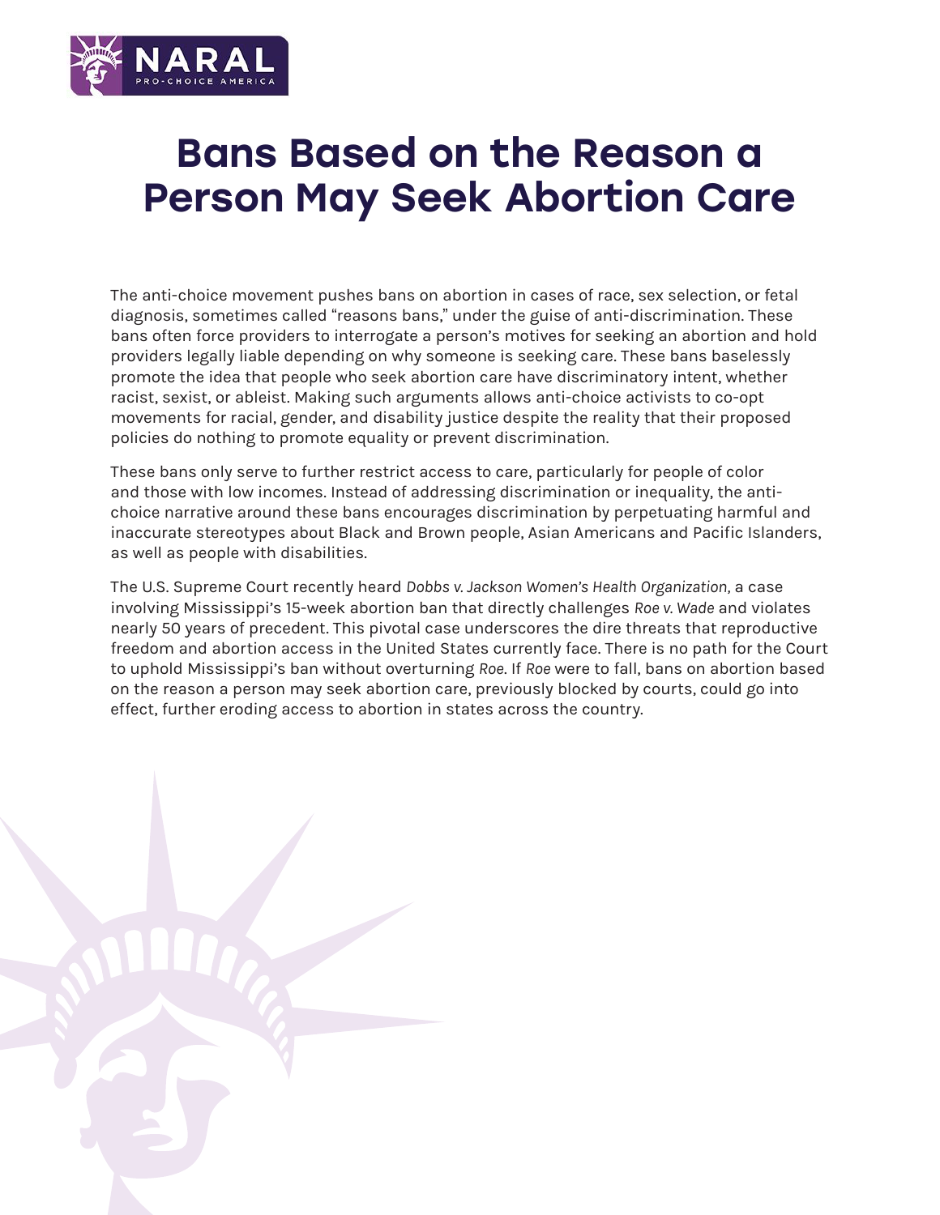NARAL PRO-CHOICE AMERICA

# Bans Based on the Reason a Person May Seek Abortion Care

The anti-choice movement pushes bans on abortion in cases of race, sex selection, or fetal diagnosis, sometimes called "reasons bans," under the guise of anti-discrimination. These bans often force providers to interrogate a person's motives for seeking an abortion and hold providers legally liable depending on why someone is seeking care. These bans baselessly promote the idea that people who seek abortion care have discriminatory intent, whether racist, sexist, or ableist. Making such arguments allows anti-choice activists to co-opt movements for racial, gender, and disability justice despite the reality that their proposed policies do nothing to promote equality or prevent discrimination.

These bans only serve to further restrict access to care, particularly for people of color and those with low incomes. Instead of addressing discrimination or inequality, the anti-choice narrative around these bans encourages discrimination by perpetuating harmful and inaccurate stereotypes about Black and Brown people, Asian Americans and Pacific Islanders, as well as people with disabilities.

The U.S. Supreme Court recently heard *Dobbs v. Jackson Women's Health Organization,* a case involving Mississippi's 15-week abortion ban that directly challenges *Roe v. Wade* and violates nearly 50 years of precedent. This pivotal case underscores the dire threats that reproductive freedom and abortion access in the United States currently face. There is no path for the Court to uphold Mississippi's ban without overturning *Roe.* If *Roe* were to fall, bans on abortion based on the reason a person may seek abortion care, previously blocked by courts, could go into effect, further eroding access to abortion in states across the country.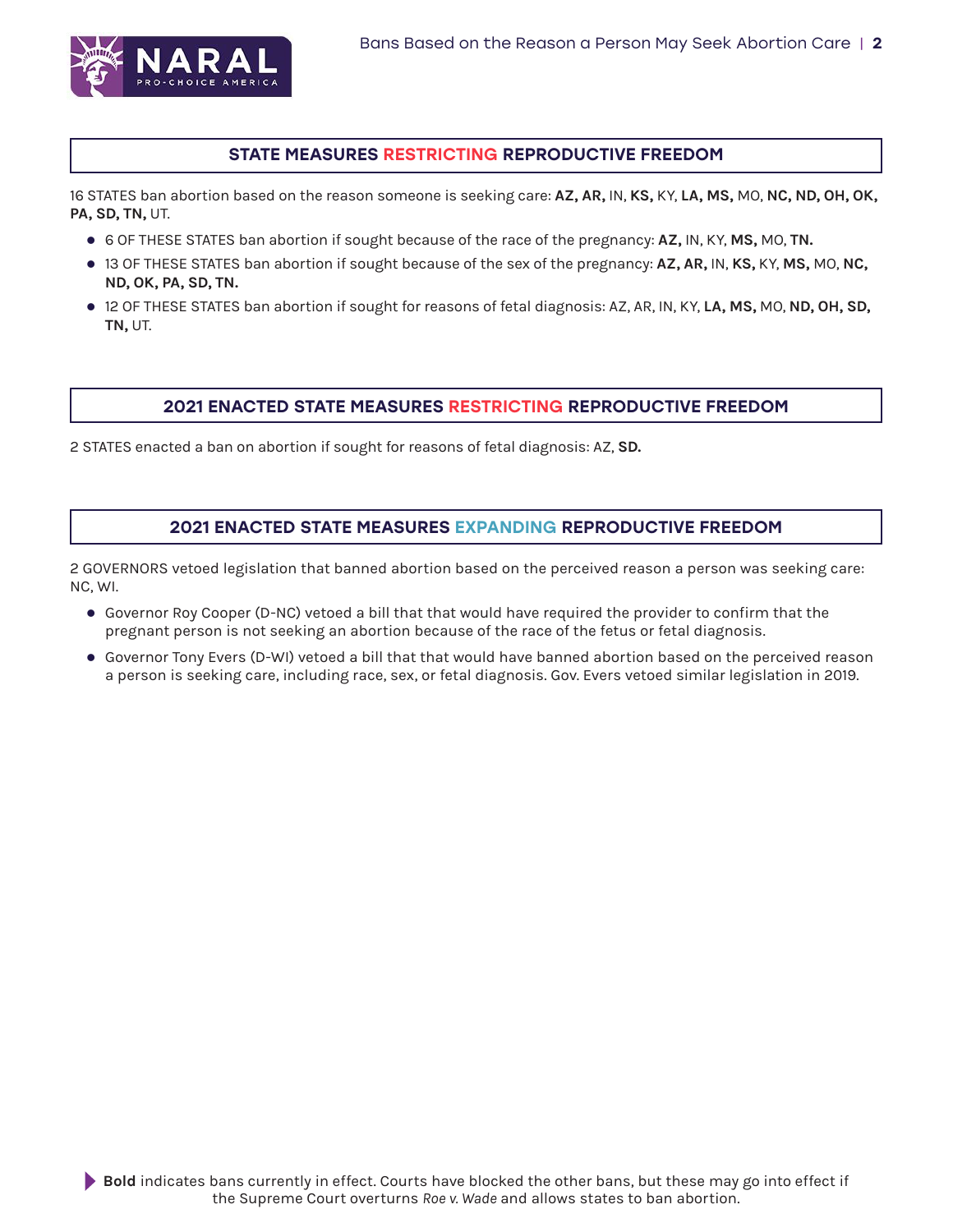## STATE MEASURES RESTRICTING REPRODUCTIVE FREEDOM

16 STATES ban abortion based on the reason someone is seeking care: **AZ, AR,** IN, **KS,** KY, **LA, MS,** MO, **NC, ND, OH, OK, PA, SD, TN,** UT.

- 6 OF THESE STATES ban abortion if sought because of the race of the pregnancy: **AZ,** IN, KY, **MS,** MO, **TN.**
- 13 OF THESE STATES ban abortion if sought because of the sex of the pregnancy: **AZ, AR,** IN, **KS,** KY, **MS,** MO, **NC, ND, OK, PA, SD, TN.**
- 12 OF THESE STATES ban abortion if sought for reasons of fetal diagnosis: AZ, AR, IN, KY, **LA, MS,** MO, **ND, OH, SD, TN,** UT.

## 2021 ENACTED STATE MEASURES RESTRICTING REPRODUCTIVE FREEDOM

2 STATES enacted a ban on abortion if sought for reasons of fetal diagnosis: AZ, **SD.**

## 2021 ENACTED STATE MEASURES EXPANDING REPRODUCTIVE FREEDOM

2 GOVERNORS vetoed legislation that banned abortion based on the perceived reason a person was seeking care: NC, WI.

- Governor Roy Cooper (D-NC) vetoed a bill that that would have required the provider to confirm that the pregnant person is not seeking an abortion because of the race of the fetus or fetal diagnosis.
- Governor Tony Evers (D-WI) vetoed a bill that that would have banned abortion based on the perceived reason a person is seeking care, including race, sex, or fetal diagnosis. Gov. Evers vetoed similar legislation in 2019.

**Bold** indicates bans currently in effect. Courts have blocked the other bans, but these may go into effect if the Supreme Court overturns *Roe v. Wade* and allows states to ban abortion.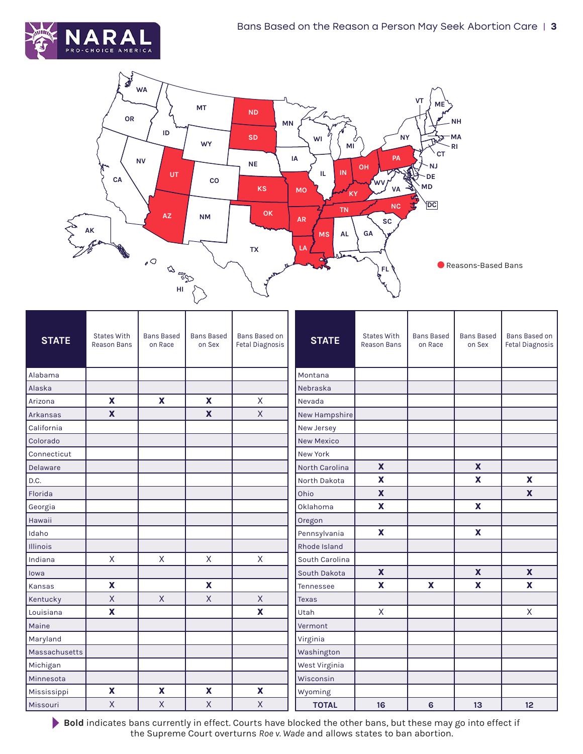Reasons-Based Bans

| STATE | States With Reason Bans | Bans Based on Race | Bans Based on Sex | Bans Based on Fetal Diagnosis |
|---|---|---|---|---|
| Alabama | | | | |
| Alaska | | | | |
| Arizona | **X** | **X** | **X** | X |
| Arkansas | **X** | | **X** | X |
| California | | | | |
| Colorado | | | | |
| Connecticut | | | | |
| Delaware | | | | |
| D.C. | | | | |
| Florida | | | | |
| Georgia | | | | |
| Hawaii | | | | |
| Idaho | | | | |
| Illinois | | | | |
| Indiana | X | X | X | X |
| Iowa | | | | |
| Kansas | **X** | | **X** | |
| Kentucky | X | X | X | X |
| Louisiana | **X** | | | **X** |
| Maine | | | | |
| Maryland | | | | |
| Massachusetts | | | | |
| Michigan | | | | |
| Minnesota | | | | |
| Mississippi | **X** | **X** | **X** | **X** |
| Missouri | X | X | X | X |
| Montana | | | | |
| Nebraska | | | | |
| Nevada | | | | |
| New Hampshire | | | | |
| New Jersey | | | | |
| New Mexico | | | | |
| New York | | | | |
| North Carolina | **X** | | **X** | |
| North Dakota | **X** | | **X** | **X** |
| Ohio | **X** | | | **X** |
| Oklahoma | **X** | | **X** | |
| Oregon | | | | |
| Pennsylvania | **X** | | **X** | |
| Rhode Island | | | | |
| South Carolina | | | | |
| South Dakota | **X** | | **X** | **X** |
| Tennessee | **X** | **X** | **X** | **X** |
| Texas | | | | |
| Utah | X | | | X |
| Vermont | | | | |
| Virginia | | | | |
| Washington | | | | |
| West Virginia | | | | |
| Wisconsin | | | | |
| Wyoming | | | | |
| **TOTAL** | **16** | **6** | **13** | **12** |

**Bold** indicates bans currently in effect. Courts have blocked the other bans, but these may go into effect if the Supreme Court overturns *Roe v. Wade* and allows states to ban abortion.